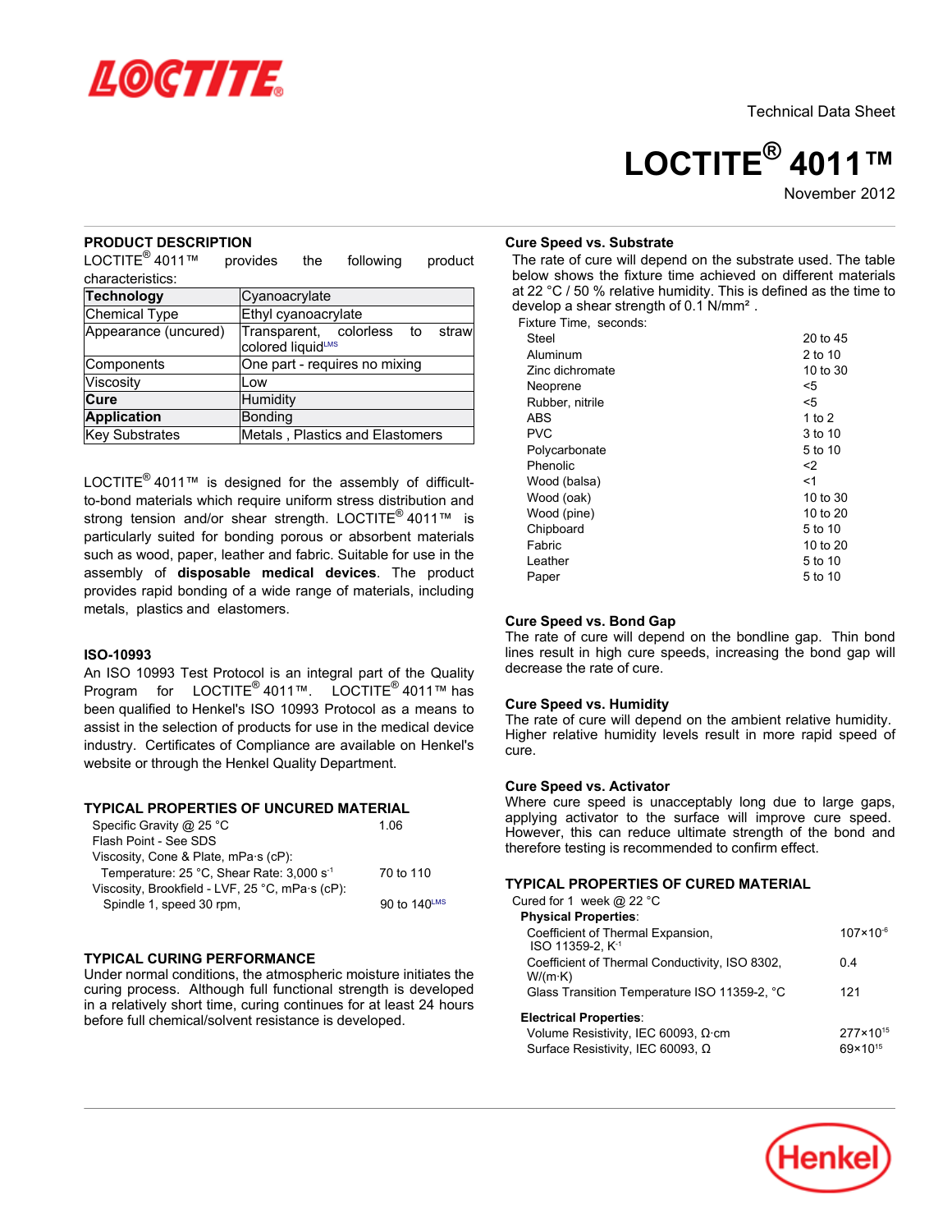Technical Data Sheet

# LOCTITE® 4011™

November 2012

## PRODUCT DESCRIPTION

LOCTITE® 4011™ provides the following product characteristics:

| Technology | Cyanoacrylate |
|---|---|
| Chemical Type | Ethyl cyanoacrylate |
| Appearance (uncured) | Transparent, colorless to straw colored liquid[LMS] |
| Components | One part - requires no mixing |
| Viscosity | Low |
| Cure | Humidity |
| Application | Bonding |
| Key Substrates | Metals , Plastics and Elastomers |

LOCTITE® 4011™ is designed for the assembly of difficult-to-bond materials which require uniform stress distribution and strong tension and/or shear strength. LOCTITE® 4011™ is particularly suited for bonding porous or absorbent materials such as wood, paper, leather and fabric. Suitable for use in the assembly of **disposable medical devices**. The product provides rapid bonding of a wide range of materials, including metals, plastics and elastomers.

## ISO-10993

An ISO 10993 Test Protocol is an integral part of the Quality Program for LOCTITE® 4011™. LOCTITE® 4011™ has been qualified to Henkel's ISO 10993 Protocol as a means to assist in the selection of products for use in the medical device industry. Certificates of Compliance are available on Henkel's website or through the Henkel Quality Department.

## TYPICAL PROPERTIES OF UNCURED MATERIAL

| | |
|---|---|
| Specific Gravity @ 25 °C | 1.06 |
| Flash Point - See SDS | |
| Viscosity, Cone & Plate, mPa·s (cP): | |
| Temperature: 25 °C, Shear Rate: 3,000 $s^{-1}$ | 70 to 110 |
| Viscosity, Brookfield - LVF, 25 °C, mPa·s (cP): | |
| Spindle 1, speed 30 rpm, | 90 to 140[LMS] |

## TYPICAL CURING PERFORMANCE

Under normal conditions, the atmospheric moisture initiates the curing process. Although full functional strength is developed in a relatively short time, curing continues for at least 24 hours before full chemical/solvent resistance is developed.

### Cure Speed vs. Substrate

The rate of cure will depend on the substrate used. The table below shows the fixture time achieved on different materials at 22 °C / 50 % relative humidity. This is defined as the time to develop a shear strength of 0.1 N/mm².

| Fixture Time, seconds: | |
|---|---|
| Steel | 20 to 45 |
| Aluminum | 2 to 10 |
| Zinc dichromate | 10 to 30 |
| Neoprene | <5 |
| Rubber, nitrile | <5 |
| ABS | 1 to 2 |
| PVC | 3 to 10 |
| Polycarbonate | 5 to 10 |
| Phenolic | <2 |
| Wood (balsa) | <1 |
| Wood (oak) | 10 to 30 |
| Wood (pine) | 10 to 20 |
| Chipboard | 5 to 10 |
| Fabric | 10 to 20 |
| Leather | 5 to 10 |
| Paper | 5 to 10 |

### Cure Speed vs. Bond Gap

The rate of cure will depend on the bondline gap. Thin bond lines result in high cure speeds, increasing the bond gap will decrease the rate of cure.

### Cure Speed vs. Humidity

The rate of cure will depend on the ambient relative humidity. Higher relative humidity levels result in more rapid speed of cure.

### Cure Speed vs. Activator

Where cure speed is unacceptably long due to large gaps, applying activator to the surface will improve cure speed. However, this can reduce ultimate strength of the bond and therefore testing is recommended to confirm effect.

## TYPICAL PROPERTIES OF CURED MATERIAL

Cured for 1 week @ 22 °C

**Physical Properties**:

| | |
|---|---|
| Coefficient of Thermal Expansion, ISO 11359-2, $K^{-1}$ | $107\times10^{-6}$ |
| Coefficient of Thermal Conductivity, ISO 8302, W/(m·K) | 0.4 |
| Glass Transition Temperature ISO 11359-2, °C | 121 |

**Electrical Properties**:

| | |
|---|---|
| Volume Resistivity, IEC 60093, Ω·cm | $277\times10^{15}$ |
| Surface Resistivity, IEC 60093, Ω | $69\times10^{15}$ |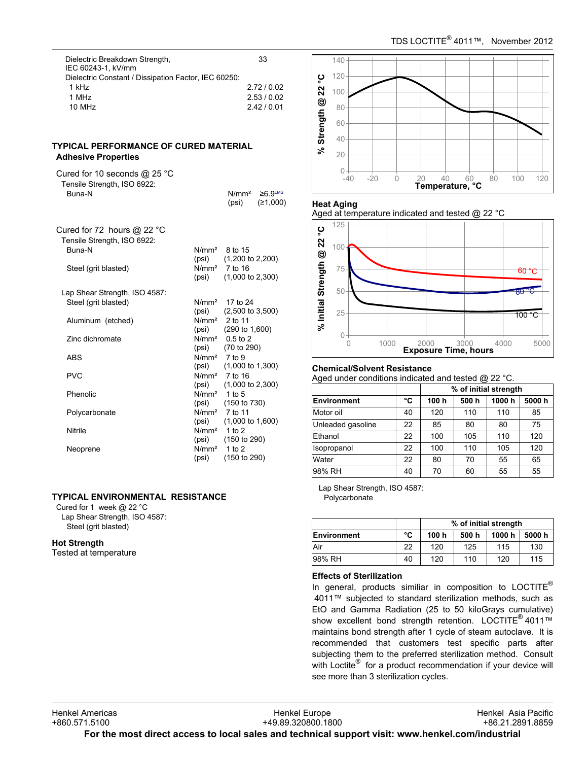| | | |
|---|---|---|
| Dielectric Breakdown Strength, IEC 60243-1, kV/mm | | 33 |
| Dielectric Constant / Dissipation Factor, IEC 60250: | | |
| 1 kHz | | 2.72 / 0.02 |
| 1 MHz | | 2.53 / 0.02 |
| 10 MHz | | 2.42 / 0.01 |

## TYPICAL PERFORMANCE OF CURED MATERIAL

### Adhesive Properties

Cured for 10 seconds @ 25 °C

Tensile Strength, ISO 6922:

| | | |
|---|---|---|
| Buna-N | N/mm² | ≥6.9[LMS] |
| | (psi) | (≥1,000) |

Cured for 72 hours @ 22 °C

Tensile Strength, ISO 6922:

| | | |
|---|---|---|
| Buna-N | N/mm² | 8 to 15 |
| | (psi) | (1,200 to 2,200) |
| Steel (grit blasted) | N/mm² | 7 to 16 |
| | (psi) | (1,000 to 2,300) |

Lap Shear Strength, ISO 4587:

| | | |
|---|---|---|
| Steel (grit blasted) | N/mm² | 17 to 24 |
| | (psi) | (2,500 to 3,500) |
| Aluminum (etched) | N/mm² | 2 to 11 |
| | (psi) | (290 to 1,600) |
| Zinc dichromate | N/mm² | 0.5 to 2 |
| | (psi) | (70 to 290) |
| ABS | N/mm² | 7 to 9 |
| | (psi) | (1,000 to 1,300) |
| PVC | N/mm² | 7 to 16 |
| | (psi) | (1,000 to 2,300) |
| Phenolic | N/mm² | 1 to 5 |
| | (psi) | (150 to 730) |
| Polycarbonate | N/mm² | 7 to 11 |
| | (psi) | (1,000 to 1,600) |
| Nitrile | N/mm² | 1 to 2 |
| | (psi) | (150 to 290) |
| Neoprene | N/mm² | 1 to 2 |
| | (psi) | (150 to 290) |

## TYPICAL ENVIRONMENTAL RESISTANCE

Cured for 1 week @ 22 °C

Lap Shear Strength, ISO 4587:

Steel (grit blasted)

### Hot Strength

Tested at temperature

### Heat Aging

Aged at temperature indicated and tested @ 22 °C

### Chemical/Solvent Resistance

Aged under conditions indicated and tested @ 22 °C.

| Environment | °C | % of initial strength 100 h | 500 h | 1000 h | 5000 h |
|---|---|---|---|---|---|
| Motor oil | 40 | 120 | 110 | 110 | 85 |
| Unleaded gasoline | 22 | 85 | 80 | 80 | 75 |
| Ethanol | 22 | 100 | 105 | 110 | 120 |
| Isopropanol | 22 | 100 | 110 | 105 | 120 |
| Water | 22 | 80 | 70 | 55 | 65 |
| 98% RH | 40 | 70 | 60 | 55 | 55 |

Lap Shear Strength, ISO 4587:

Polycarbonate

| Environment | °C | % of initial strength 100 h | 500 h | 1000 h | 5000 h |
|---|---|---|---|---|---|
| Air | 22 | 120 | 125 | 115 | 130 |
| 98% RH | 40 | 120 | 110 | 120 | 115 |

### Effects of Sterilization

In general, products similiar in composition to LOCTITE® 4011™ subjected to standard sterilization methods, such as EtO and Gamma Radiation (25 to 50 kiloGrays cumulative) show excellent bond strength retention. LOCTITE® 4011™ maintains bond strength after 1 cycle of steam autoclave. It is recommended that customers test specific parts after subjecting them to the preferred sterilization method. Consult with Loctite® for a product recommendation if your device will see more than 3 sterilization cycles.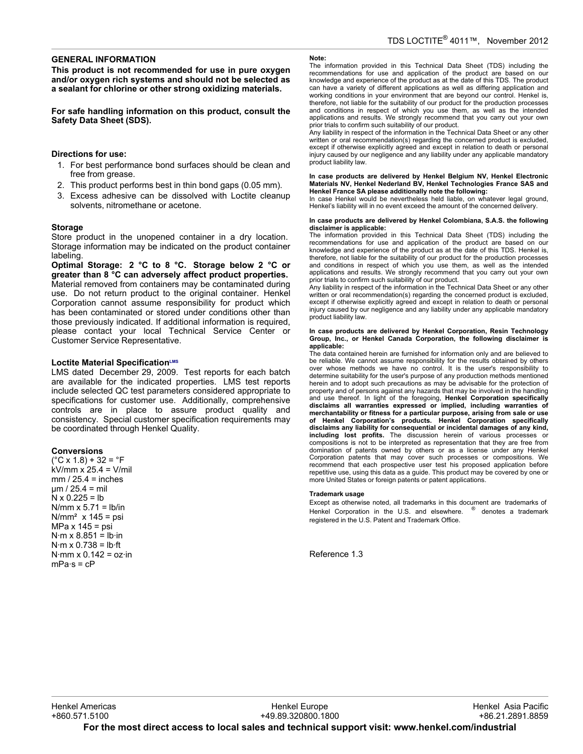## GENERAL INFORMATION

**This product is not recommended for use in pure oxygen and/or oxygen rich systems and should not be selected as a sealant for chlorine or other strong oxidizing materials.**

**For safe handling information on this product, consult the Safety Data Sheet (SDS).**

### Directions for use:

1. For best performance bond surfaces should be clean and free from grease.
2. This product performs best in thin bond gaps (0.05 mm).
3. Excess adhesive can be dissolved with Loctite cleanup solvents, nitromethane or acetone.

### Storage

Store product in the unopened container in a dry location. Storage information may be indicated on the product container labeling.

**Optimal Storage: 2 °C to 8 °C. Storage below 2 °C or greater than 8 °C can adversely affect product properties.** Material removed from containers may be contaminated during use. Do not return product to the original container. Henkel Corporation cannot assume responsibility for product which has been contaminated or stored under conditions other than those previously indicated. If additional information is required, please contact your local Technical Service Center or Customer Service Representative.

### Loctite Material Specification[LMS]

LMS dated December 29, 2009. Test reports for each batch are available for the indicated properties. LMS test reports include selected QC test parameters considered appropriate to specifications for customer use. Additionally, comprehensive controls are in place to assure product quality and consistency. Special customer specification requirements may be coordinated through Henkel Quality.

### Conversions

(°C x 1.8) + 32 = °F
kV/mm x 25.4 = V/mil
mm / 25.4 = inches
µm / 25.4 = mil
N x 0.225 = lb
N/mm x 5.71 = lb/in
N/mm² x 145 = psi
MPa x 145 = psi
N·m x 8.851 = lb·in
N·m x 0.738 = lb·ft
N·mm x 0.142 = oz·in
mPa·s = cP

**Note:**

The information provided in this Technical Data Sheet (TDS) including the recommendations for use and application of the product are based on our knowledge and experience of the product as at the date of this TDS. The product can have a variety of different applications as well as differing application and working conditions in your environment that are beyond our control. Henkel is, therefore, not liable for the suitability of our product for the production processes and conditions in respect of which you use them, as well as the intended applications and results. We strongly recommend that you carry out your own prior trials to confirm such suitability of our product.

Any liability in respect of the information in the Technical Data Sheet or any other written or oral recommendation(s) regarding the concerned product is excluded, except if otherwise explicitly agreed and except in relation to death or personal injury caused by our negligence and any liability under any applicable mandatory product liability law.

**In case products are delivered by Henkel Belgium NV, Henkel Electronic Materials NV, Henkel Nederland BV, Henkel Technologies France SAS and Henkel France SA please additionally note the following:**

In case Henkel would be nevertheless held liable, on whatever legal ground, Henkel's liability will in no event exceed the amount of the concerned delivery.

**In case products are delivered by Henkel Colombiana, S.A.S. the following disclaimer is applicable:**

The information provided in this Technical Data Sheet (TDS) including the recommendations for use and application of the product are based on our knowledge and experience of the product as at the date of this TDS. Henkel is, therefore, not liable for the suitability of our product for the production processes and conditions in respect of which you use them, as well as the intended applications and results. We strongly recommend that you carry out your own prior trials to confirm such suitability of our product.

Any liability in respect of the information in the Technical Data Sheet or any other written or oral recommendation(s) regarding the concerned product is excluded, except if otherwise explicitly agreed and except in relation to death or personal injury caused by our negligence and any liability under any applicable mandatory product liability law.

**In case products are delivered by Henkel Corporation, Resin Technology Group, Inc., or Henkel Canada Corporation, the following disclaimer is applicable:**

The data contained herein are furnished for information only and are believed to be reliable. We cannot assume responsibility for the results obtained by others over whose methods we have no control. It is the user's responsibility to determine suitability for the user's purpose of any production methods mentioned herein and to adopt such precautions as may be advisable for the protection of property and of persons against any hazards that may be involved in the handling and use thereof. In light of the foregoing, **Henkel Corporation specifically disclaims all warranties expressed or implied, including warranties of merchantability or fitness for a particular purpose, arising from sale or use of Henkel Corporation's products. Henkel Corporation specifically disclaims any liability for consequential or incidental damages of any kind, including lost profits.** The discussion herein of various processes or compositions is not to be interpreted as representation that they are free from domination of patents owned by others or as a license under any Henkel Corporation patents that may cover such processes or compositions. We recommend that each prospective user test his proposed application before repetitive use, using this data as a guide. This product may be covered by one or more United States or foreign patents or patent applications.

**Trademark usage**

Except as otherwise noted, all trademarks in this document are trademarks of Henkel Corporation in the U.S. and elsewhere. ® denotes a trademark registered in the U.S. Patent and Trademark Office.

Reference 1.3

Henkel Americas +860.571.5100 | Henkel Europe +49.89.320800.1800 | Henkel Asia Pacific +86.21.2891.8859

**For the most direct access to local sales and technical support visit: www.henkel.com/industrial**